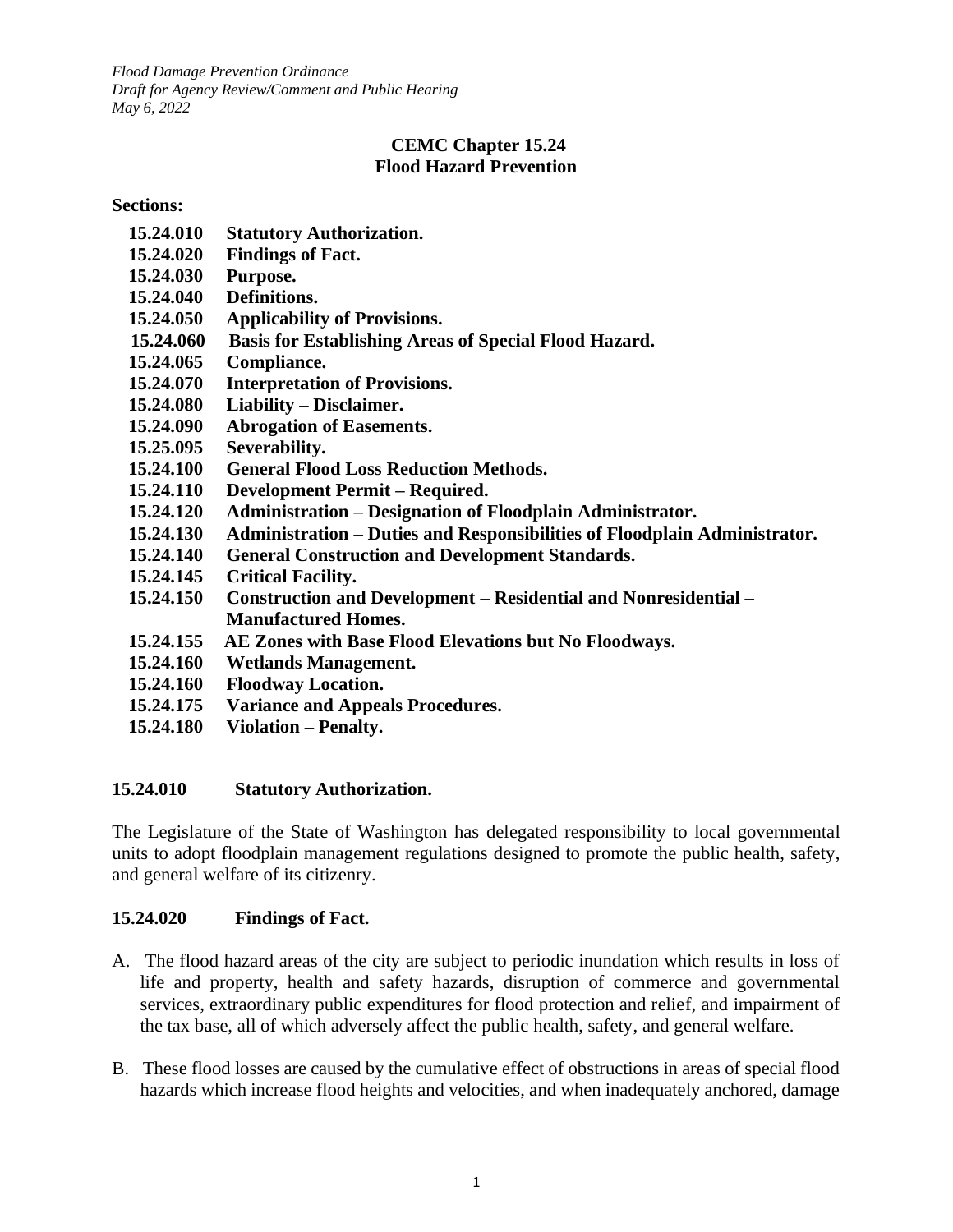*Flood Damage Prevention Ordinance*
*Draft for Agency Review/Comment and Public Hearing*
*May 6, 2022*

# CEMC Chapter 15.24
# Flood Hazard Prevention

**Sections:**

**15.24.010 Statutory Authorization.**
**15.24.020 Findings of Fact.**
**15.24.030 Purpose.**
**15.24.040 Definitions.**
**15.24.050 Applicability of Provisions.**
**15.24.060 Basis for Establishing Areas of Special Flood Hazard.**
**15.24.065 Compliance.**
**15.24.070 Interpretation of Provisions.**
**15.24.080 Liability – Disclaimer.**
**15.24.090 Abrogation of Easements.**
**15.25.095 Severability.**
**15.24.100 General Flood Loss Reduction Methods.**
**15.24.110 Development Permit – Required.**
**15.24.120 Administration – Designation of Floodplain Administrator.**
**15.24.130 Administration – Duties and Responsibilities of Floodplain Administrator.**
**15.24.140 General Construction and Development Standards.**
**15.24.145 Critical Facility.**
**15.24.150 Construction and Development – Residential and Nonresidential – Manufactured Homes.**
**15.24.155 AE Zones with Base Flood Elevations but No Floodways.**
**15.24.160 Wetlands Management.**
**15.24.160 Floodway Location.**
**15.24.175 Variance and Appeals Procedures.**
**15.24.180 Violation – Penalty.**

## 15.24.010 Statutory Authorization.

The Legislature of the State of Washington has delegated responsibility to local governmental units to adopt floodplain management regulations designed to promote the public health, safety, and general welfare of its citizenry.

## 15.24.020 Findings of Fact.

A. The flood hazard areas of the city are subject to periodic inundation which results in loss of life and property, health and safety hazards, disruption of commerce and governmental services, extraordinary public expenditures for flood protection and relief, and impairment of the tax base, all of which adversely affect the public health, safety, and general welfare.

B. These flood losses are caused by the cumulative effect of obstructions in areas of special flood hazards which increase flood heights and velocities, and when inadequately anchored, damage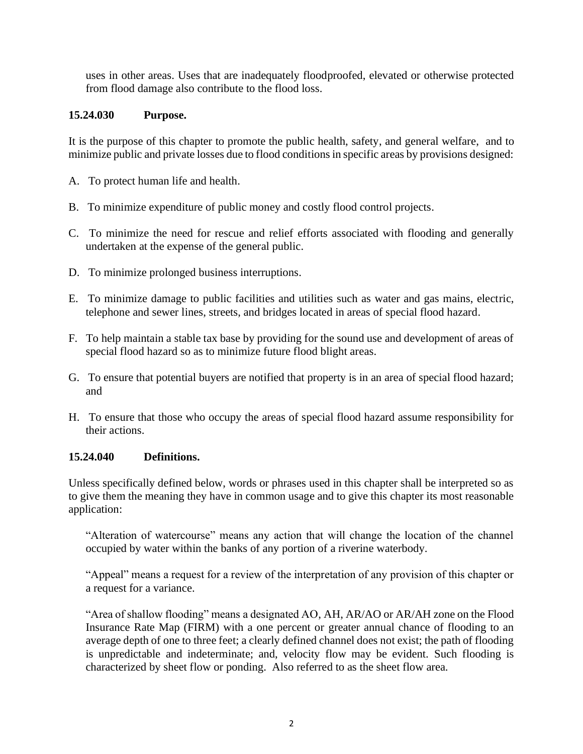uses in other areas. Uses that are inadequately floodproofed, elevated or otherwise protected from flood damage also contribute to the flood loss.

### 15.24.030 Purpose.

It is the purpose of this chapter to promote the public health, safety, and general welfare, and to minimize public and private losses due to flood conditions in specific areas by provisions designed:

A. To protect human life and health.

B. To minimize expenditure of public money and costly flood control projects.

C. To minimize the need for rescue and relief efforts associated with flooding and generally undertaken at the expense of the general public.

D. To minimize prolonged business interruptions.

E. To minimize damage to public facilities and utilities such as water and gas mains, electric, telephone and sewer lines, streets, and bridges located in areas of special flood hazard.

F. To help maintain a stable tax base by providing for the sound use and development of areas of special flood hazard so as to minimize future flood blight areas.

G. To ensure that potential buyers are notified that property is in an area of special flood hazard; and

H. To ensure that those who occupy the areas of special flood hazard assume responsibility for their actions.

### 15.24.040 Definitions.

Unless specifically defined below, words or phrases used in this chapter shall be interpreted so as to give them the meaning they have in common usage and to give this chapter its most reasonable application:

"Alteration of watercourse" means any action that will change the location of the channel occupied by water within the banks of any portion of a riverine waterbody.

"Appeal" means a request for a review of the interpretation of any provision of this chapter or a request for a variance.

"Area of shallow flooding" means a designated AO, AH, AR/AO or AR/AH zone on the Flood Insurance Rate Map (FIRM) with a one percent or greater annual chance of flooding to an average depth of one to three feet; a clearly defined channel does not exist; the path of flooding is unpredictable and indeterminate; and, velocity flow may be evident. Such flooding is characterized by sheet flow or ponding. Also referred to as the sheet flow area.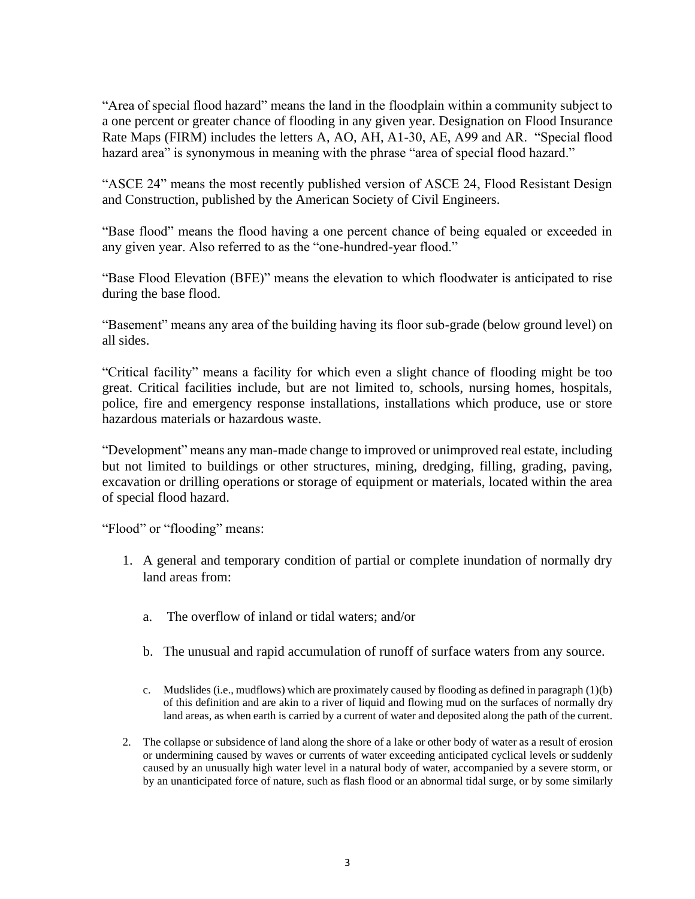"Area of special flood hazard" means the land in the floodplain within a community subject to a one percent or greater chance of flooding in any given year. Designation on Flood Insurance Rate Maps (FIRM) includes the letters A, AO, AH, A1-30, AE, A99 and AR. "Special flood hazard area" is synonymous in meaning with the phrase "area of special flood hazard."

"ASCE 24" means the most recently published version of ASCE 24, Flood Resistant Design and Construction, published by the American Society of Civil Engineers.

"Base flood" means the flood having a one percent chance of being equaled or exceeded in any given year. Also referred to as the "one-hundred-year flood."

"Base Flood Elevation (BFE)" means the elevation to which floodwater is anticipated to rise during the base flood.

"Basement" means any area of the building having its floor sub-grade (below ground level) on all sides.

"Critical facility" means a facility for which even a slight chance of flooding might be too great. Critical facilities include, but are not limited to, schools, nursing homes, hospitals, police, fire and emergency response installations, installations which produce, use or store hazardous materials or hazardous waste.

"Development" means any man-made change to improved or unimproved real estate, including but not limited to buildings or other structures, mining, dredging, filling, grading, paving, excavation or drilling operations or storage of equipment or materials, located within the area of special flood hazard.

"Flood" or "flooding" means:

1. A general and temporary condition of partial or complete inundation of normally dry land areas from:

   a. The overflow of inland or tidal waters; and/or

   b. The unusual and rapid accumulation of runoff of surface waters from any source.

   c. Mudslides (i.e., mudflows) which are proximately caused by flooding as defined in paragraph (1)(b) of this definition and are akin to a river of liquid and flowing mud on the surfaces of normally dry land areas, as when earth is carried by a current of water and deposited along the path of the current.

2. The collapse or subsidence of land along the shore of a lake or other body of water as a result of erosion or undermining caused by waves or currents of water exceeding anticipated cyclical levels or suddenly caused by an unusually high water level in a natural body of water, accompanied by a severe storm, or by an unanticipated force of nature, such as flash flood or an abnormal tidal surge, or by some similarly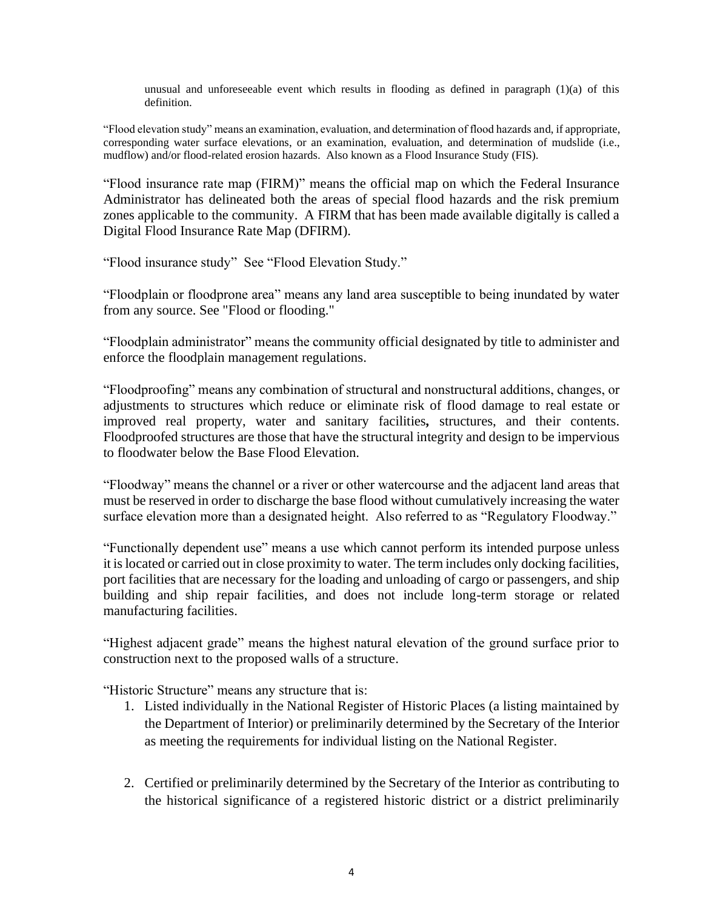unusual and unforeseeable event which results in flooding as defined in paragraph (1)(a) of this definition.

"Flood elevation study" means an examination, evaluation, and determination of flood hazards and, if appropriate, corresponding water surface elevations, or an examination, evaluation, and determination of mudslide (i.e., mudflow) and/or flood-related erosion hazards. Also known as a Flood Insurance Study (FIS).

"Flood insurance rate map (FIRM)" means the official map on which the Federal Insurance Administrator has delineated both the areas of special flood hazards and the risk premium zones applicable to the community. A FIRM that has been made available digitally is called a Digital Flood Insurance Rate Map (DFIRM).

"Flood insurance study" See "Flood Elevation Study."

"Floodplain or floodprone area" means any land area susceptible to being inundated by water from any source. See "Flood or flooding."

"Floodplain administrator" means the community official designated by title to administer and enforce the floodplain management regulations.

"Floodproofing" means any combination of structural and nonstructural additions, changes, or adjustments to structures which reduce or eliminate risk of flood damage to real estate or improved real property, water and sanitary facilities**,** structures, and their contents. Floodproofed structures are those that have the structural integrity and design to be impervious to floodwater below the Base Flood Elevation.

"Floodway" means the channel or a river or other watercourse and the adjacent land areas that must be reserved in order to discharge the base flood without cumulatively increasing the water surface elevation more than a designated height. Also referred to as "Regulatory Floodway."

"Functionally dependent use" means a use which cannot perform its intended purpose unless it is located or carried out in close proximity to water. The term includes only docking facilities, port facilities that are necessary for the loading and unloading of cargo or passengers, and ship building and ship repair facilities, and does not include long-term storage or related manufacturing facilities.

"Highest adjacent grade" means the highest natural elevation of the ground surface prior to construction next to the proposed walls of a structure.

"Historic Structure" means any structure that is:

1. Listed individually in the National Register of Historic Places (a listing maintained by the Department of Interior) or preliminarily determined by the Secretary of the Interior as meeting the requirements for individual listing on the National Register.

2. Certified or preliminarily determined by the Secretary of the Interior as contributing to the historical significance of a registered historic district or a district preliminarily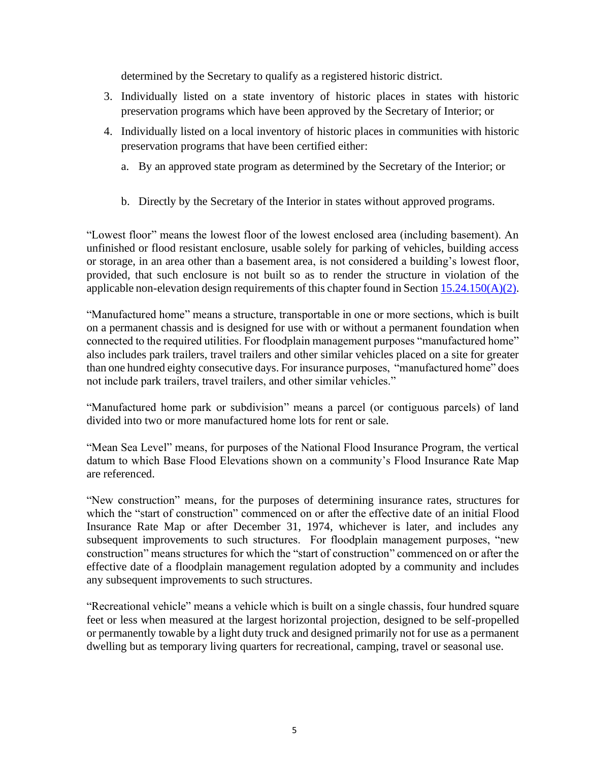determined by the Secretary to qualify as a registered historic district.

3. Individually listed on a state inventory of historic places in states with historic preservation programs which have been approved by the Secretary of Interior; or
4. Individually listed on a local inventory of historic places in communities with historic preservation programs that have been certified either:
   a. By an approved state program as determined by the Secretary of the Interior; or
   b. Directly by the Secretary of the Interior in states without approved programs.

"Lowest floor" means the lowest floor of the lowest enclosed area (including basement). An unfinished or flood resistant enclosure, usable solely for parking of vehicles, building access or storage, in an area other than a basement area, is not considered a building's lowest floor, provided, that such enclosure is not built so as to render the structure in violation of the applicable non-elevation design requirements of this chapter found in Section 15.24.150(A)(2).

"Manufactured home" means a structure, transportable in one or more sections, which is built on a permanent chassis and is designed for use with or without a permanent foundation when connected to the required utilities. For floodplain management purposes "manufactured home" also includes park trailers, travel trailers and other similar vehicles placed on a site for greater than one hundred eighty consecutive days. For insurance purposes, "manufactured home" does not include park trailers, travel trailers, and other similar vehicles."

"Manufactured home park or subdivision" means a parcel (or contiguous parcels) of land divided into two or more manufactured home lots for rent or sale.

"Mean Sea Level" means, for purposes of the National Flood Insurance Program, the vertical datum to which Base Flood Elevations shown on a community's Flood Insurance Rate Map are referenced.

"New construction" means, for the purposes of determining insurance rates, structures for which the "start of construction" commenced on or after the effective date of an initial Flood Insurance Rate Map or after December 31, 1974, whichever is later, and includes any subsequent improvements to such structures. For floodplain management purposes, "new construction" means structures for which the "start of construction" commenced on or after the effective date of a floodplain management regulation adopted by a community and includes any subsequent improvements to such structures.

"Recreational vehicle" means a vehicle which is built on a single chassis, four hundred square feet or less when measured at the largest horizontal projection, designed to be self-propelled or permanently towable by a light duty truck and designed primarily not for use as a permanent dwelling but as temporary living quarters for recreational, camping, travel or seasonal use.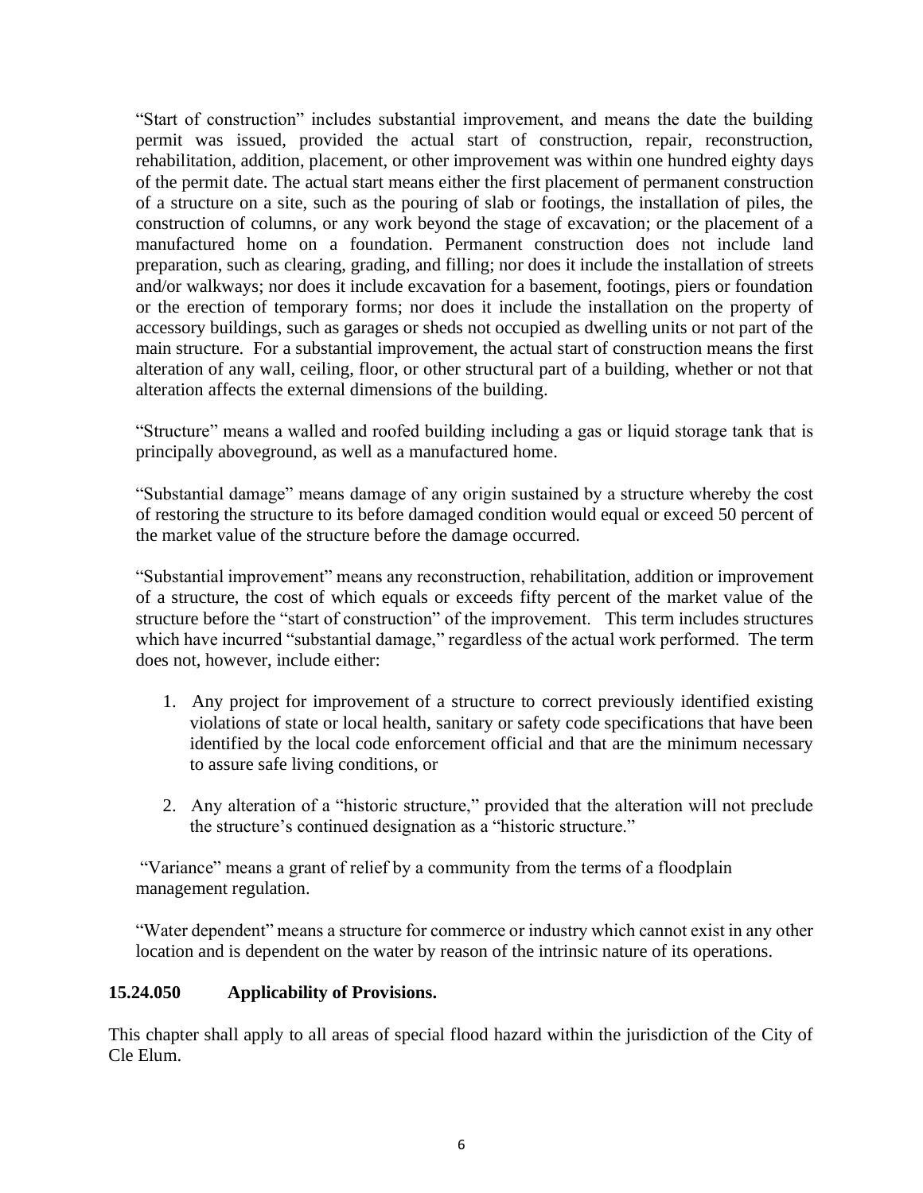"Start of construction" includes substantial improvement, and means the date the building permit was issued, provided the actual start of construction, repair, reconstruction, rehabilitation, addition, placement, or other improvement was within one hundred eighty days of the permit date. The actual start means either the first placement of permanent construction of a structure on a site, such as the pouring of slab or footings, the installation of piles, the construction of columns, or any work beyond the stage of excavation; or the placement of a manufactured home on a foundation. Permanent construction does not include land preparation, such as clearing, grading, and filling; nor does it include the installation of streets and/or walkways; nor does it include excavation for a basement, footings, piers or foundation or the erection of temporary forms; nor does it include the installation on the property of accessory buildings, such as garages or sheds not occupied as dwelling units or not part of the main structure. For a substantial improvement, the actual start of construction means the first alteration of any wall, ceiling, floor, or other structural part of a building, whether or not that alteration affects the external dimensions of the building.

"Structure" means a walled and roofed building including a gas or liquid storage tank that is principally aboveground, as well as a manufactured home.

"Substantial damage" means damage of any origin sustained by a structure whereby the cost of restoring the structure to its before damaged condition would equal or exceed 50 percent of the market value of the structure before the damage occurred.

"Substantial improvement" means any reconstruction, rehabilitation, addition or improvement of a structure, the cost of which equals or exceeds fifty percent of the market value of the structure before the "start of construction" of the improvement. This term includes structures which have incurred "substantial damage," regardless of the actual work performed. The term does not, however, include either:

1. Any project for improvement of a structure to correct previously identified existing violations of state or local health, sanitary or safety code specifications that have been identified by the local code enforcement official and that are the minimum necessary to assure safe living conditions, or

2. Any alteration of a "historic structure," provided that the alteration will not preclude the structure's continued designation as a "historic structure."

"Variance" means a grant of relief by a community from the terms of a floodplain management regulation.

"Water dependent" means a structure for commerce or industry which cannot exist in any other location and is dependent on the water by reason of the intrinsic nature of its operations.

**15.24.050 Applicability of Provisions.**

This chapter shall apply to all areas of special flood hazard within the jurisdiction of the City of Cle Elum.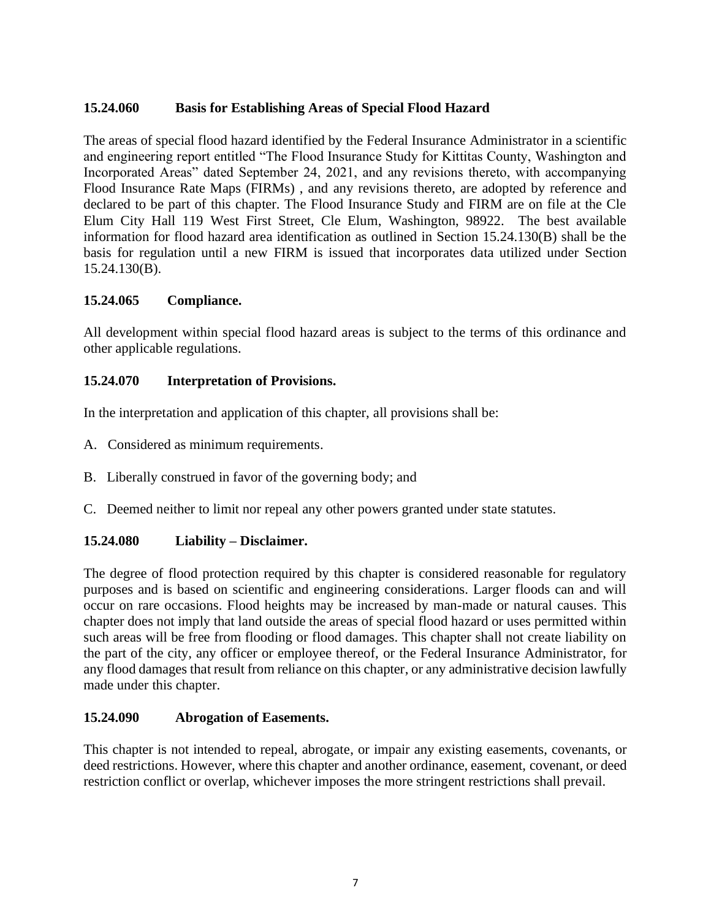### 15.24.060 Basis for Establishing Areas of Special Flood Hazard

The areas of special flood hazard identified by the Federal Insurance Administrator in a scientific and engineering report entitled "The Flood Insurance Study for Kittitas County, Washington and Incorporated Areas" dated September 24, 2021, and any revisions thereto, with accompanying Flood Insurance Rate Maps (FIRMs) , and any revisions thereto, are adopted by reference and declared to be part of this chapter. The Flood Insurance Study and FIRM are on file at the Cle Elum City Hall 119 West First Street, Cle Elum, Washington, 98922. The best available information for flood hazard area identification as outlined in Section 15.24.130(B) shall be the basis for regulation until a new FIRM is issued that incorporates data utilized under Section 15.24.130(B).

### 15.24.065 Compliance.

All development within special flood hazard areas is subject to the terms of this ordinance and other applicable regulations.

### 15.24.070 Interpretation of Provisions.

In the interpretation and application of this chapter, all provisions shall be:

A. Considered as minimum requirements.

B. Liberally construed in favor of the governing body; and

C. Deemed neither to limit nor repeal any other powers granted under state statutes.

### 15.24.080 Liability – Disclaimer.

The degree of flood protection required by this chapter is considered reasonable for regulatory purposes and is based on scientific and engineering considerations. Larger floods can and will occur on rare occasions. Flood heights may be increased by man-made or natural causes. This chapter does not imply that land outside the areas of special flood hazard or uses permitted within such areas will be free from flooding or flood damages. This chapter shall not create liability on the part of the city, any officer or employee thereof, or the Federal Insurance Administrator, for any flood damages that result from reliance on this chapter, or any administrative decision lawfully made under this chapter.

### 15.24.090 Abrogation of Easements.

This chapter is not intended to repeal, abrogate, or impair any existing easements, covenants, or deed restrictions. However, where this chapter and another ordinance, easement, covenant, or deed restriction conflict or overlap, whichever imposes the more stringent restrictions shall prevail.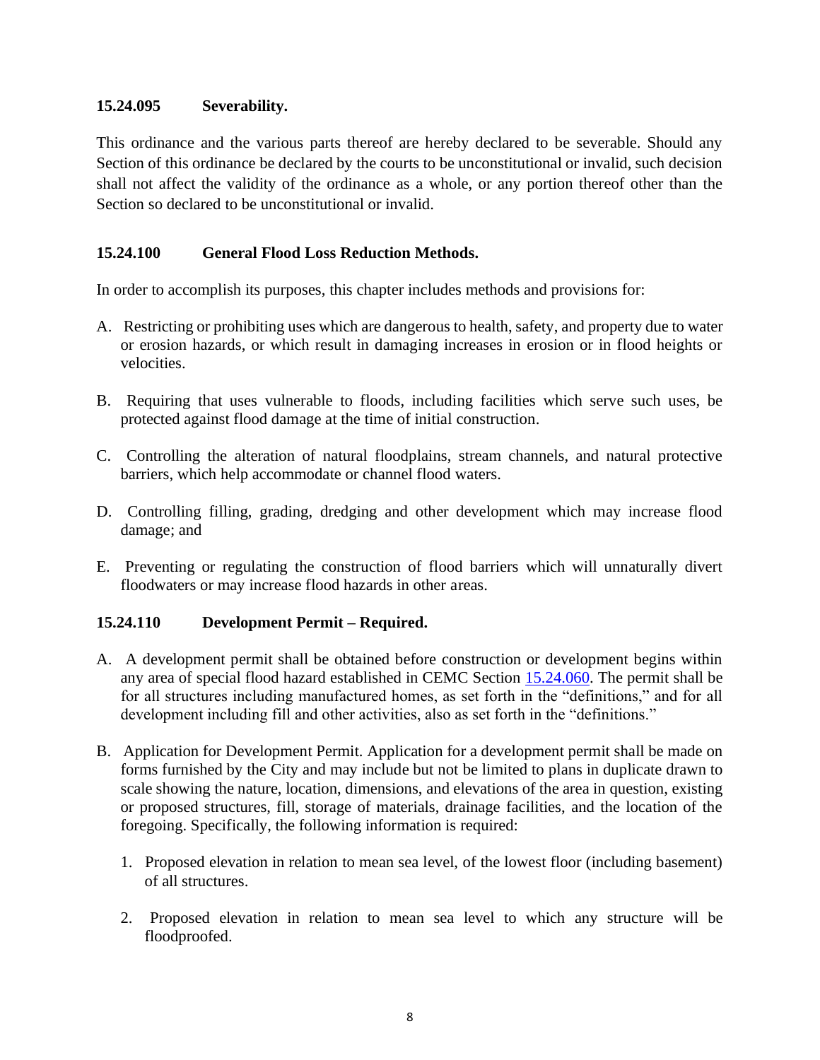### 15.24.095 Severability.

This ordinance and the various parts thereof are hereby declared to be severable. Should any Section of this ordinance be declared by the courts to be unconstitutional or invalid, such decision shall not affect the validity of the ordinance as a whole, or any portion thereof other than the Section so declared to be unconstitutional or invalid.

### 15.24.100 General Flood Loss Reduction Methods.

In order to accomplish its purposes, this chapter includes methods and provisions for:

A. Restricting or prohibiting uses which are dangerous to health, safety, and property due to water or erosion hazards, or which result in damaging increases in erosion or in flood heights or velocities.

B. Requiring that uses vulnerable to floods, including facilities which serve such uses, be protected against flood damage at the time of initial construction.

C. Controlling the alteration of natural floodplains, stream channels, and natural protective barriers, which help accommodate or channel flood waters.

D. Controlling filling, grading, dredging and other development which may increase flood damage; and

E. Preventing or regulating the construction of flood barriers which will unnaturally divert floodwaters or may increase flood hazards in other areas.

### 15.24.110 Development Permit – Required.

A. A development permit shall be obtained before construction or development begins within any area of special flood hazard established in CEMC Section 15.24.060. The permit shall be for all structures including manufactured homes, as set forth in the "definitions," and for all development including fill and other activities, also as set forth in the "definitions."

B. Application for Development Permit. Application for a development permit shall be made on forms furnished by the City and may include but not be limited to plans in duplicate drawn to scale showing the nature, location, dimensions, and elevations of the area in question, existing or proposed structures, fill, storage of materials, drainage facilities, and the location of the foregoing. Specifically, the following information is required:

   1. Proposed elevation in relation to mean sea level, of the lowest floor (including basement) of all structures.

   2. Proposed elevation in relation to mean sea level to which any structure will be floodproofed.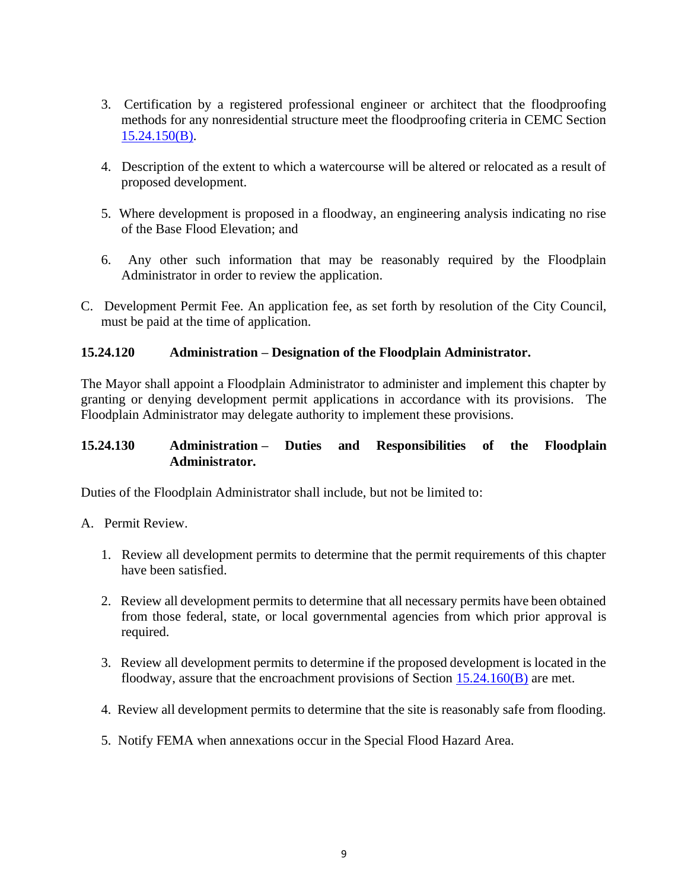3. Certification by a registered professional engineer or architect that the floodproofing methods for any nonresidential structure meet the floodproofing criteria in CEMC Section 15.24.150(B).

4. Description of the extent to which a watercourse will be altered or relocated as a result of proposed development.

5. Where development is proposed in a floodway, an engineering analysis indicating no rise of the Base Flood Elevation; and

6. Any other such information that may be reasonably required by the Floodplain Administrator in order to review the application.

C. Development Permit Fee. An application fee, as set forth by resolution of the City Council, must be paid at the time of application.

### 15.24.120 Administration – Designation of the Floodplain Administrator.

The Mayor shall appoint a Floodplain Administrator to administer and implement this chapter by granting or denying development permit applications in accordance with its provisions. The Floodplain Administrator may delegate authority to implement these provisions.

### 15.24.130 Administration – Duties and Responsibilities of the Floodplain Administrator.

Duties of the Floodplain Administrator shall include, but not be limited to:

A. Permit Review.

1. Review all development permits to determine that the permit requirements of this chapter have been satisfied.

2. Review all development permits to determine that all necessary permits have been obtained from those federal, state, or local governmental agencies from which prior approval is required.

3. Review all development permits to determine if the proposed development is located in the floodway, assure that the encroachment provisions of Section 15.24.160(B) are met.

4. Review all development permits to determine that the site is reasonably safe from flooding.

5. Notify FEMA when annexations occur in the Special Flood Hazard Area.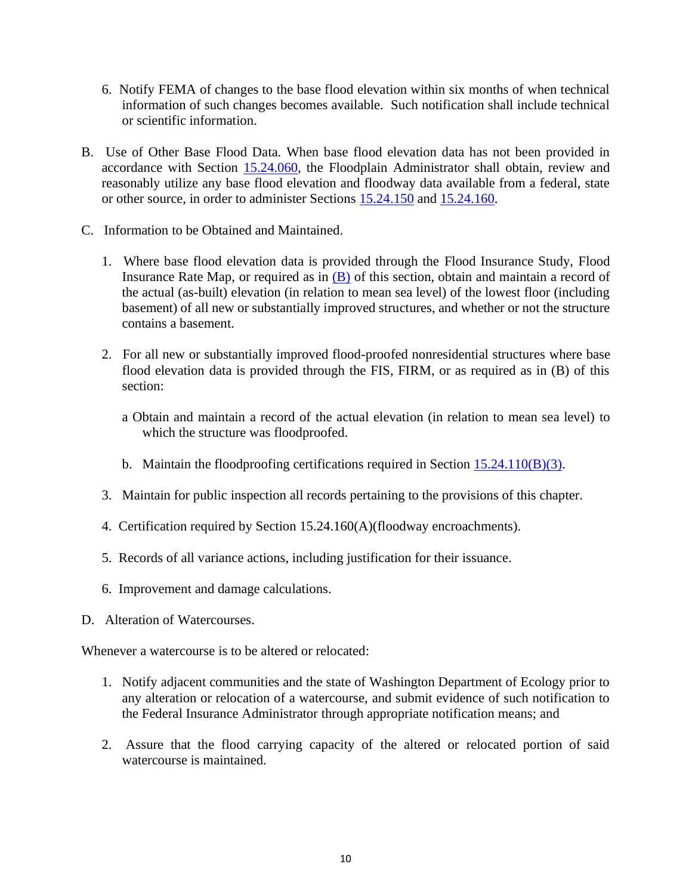6. Notify FEMA of changes to the base flood elevation within six months of when technical information of such changes becomes available. Such notification shall include technical or scientific information.

B. Use of Other Base Flood Data. When base flood elevation data has not been provided in accordance with Section 15.24.060, the Floodplain Administrator shall obtain, review and reasonably utilize any base flood elevation and floodway data available from a federal, state or other source, in order to administer Sections 15.24.150 and 15.24.160.

C. Information to be Obtained and Maintained.

1. Where base flood elevation data is provided through the Flood Insurance Study, Flood Insurance Rate Map, or required as in (B) of this section, obtain and maintain a record of the actual (as-built) elevation (in relation to mean sea level) of the lowest floor (including basement) of all new or substantially improved structures, and whether or not the structure contains a basement.

2. For all new or substantially improved flood-proofed nonresidential structures where base flood elevation data is provided through the FIS, FIRM, or as required as in (B) of this section:

   a Obtain and maintain a record of the actual elevation (in relation to mean sea level) to which the structure was floodproofed.

   b. Maintain the floodproofing certifications required in Section 15.24.110(B)(3).

3. Maintain for public inspection all records pertaining to the provisions of this chapter.

4. Certification required by Section 15.24.160(A)(floodway encroachments).

5. Records of all variance actions, including justification for their issuance.

6. Improvement and damage calculations.

D. Alteration of Watercourses.

Whenever a watercourse is to be altered or relocated:

1. Notify adjacent communities and the state of Washington Department of Ecology prior to any alteration or relocation of a watercourse, and submit evidence of such notification to the Federal Insurance Administrator through appropriate notification means; and

2. Assure that the flood carrying capacity of the altered or relocated portion of said watercourse is maintained.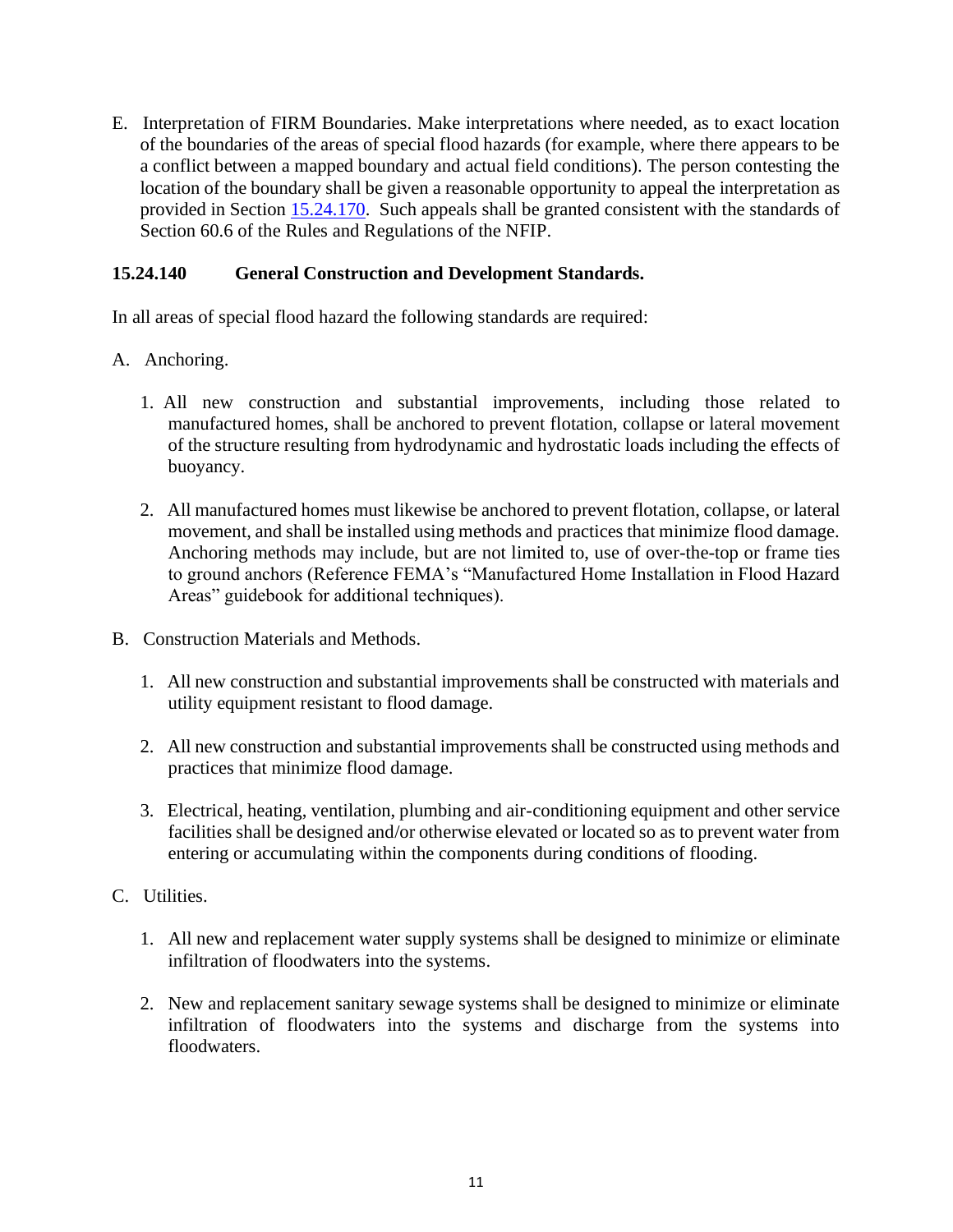E. Interpretation of FIRM Boundaries. Make interpretations where needed, as to exact location of the boundaries of the areas of special flood hazards (for example, where there appears to be a conflict between a mapped boundary and actual field conditions). The person contesting the location of the boundary shall be given a reasonable opportunity to appeal the interpretation as provided in Section 15.24.170. Such appeals shall be granted consistent with the standards of Section 60.6 of the Rules and Regulations of the NFIP.

### 15.24.140 General Construction and Development Standards.

In all areas of special flood hazard the following standards are required:

A. Anchoring.

1. All new construction and substantial improvements, including those related to manufactured homes, shall be anchored to prevent flotation, collapse or lateral movement of the structure resulting from hydrodynamic and hydrostatic loads including the effects of buoyancy.

2. All manufactured homes must likewise be anchored to prevent flotation, collapse, or lateral movement, and shall be installed using methods and practices that minimize flood damage. Anchoring methods may include, but are not limited to, use of over-the-top or frame ties to ground anchors (Reference FEMA's "Manufactured Home Installation in Flood Hazard Areas" guidebook for additional techniques).

B. Construction Materials and Methods.

1. All new construction and substantial improvements shall be constructed with materials and utility equipment resistant to flood damage.

2. All new construction and substantial improvements shall be constructed using methods and practices that minimize flood damage.

3. Electrical, heating, ventilation, plumbing and air-conditioning equipment and other service facilities shall be designed and/or otherwise elevated or located so as to prevent water from entering or accumulating within the components during conditions of flooding.

C. Utilities.

1. All new and replacement water supply systems shall be designed to minimize or eliminate infiltration of floodwaters into the systems.

2. New and replacement sanitary sewage systems shall be designed to minimize or eliminate infiltration of floodwaters into the systems and discharge from the systems into floodwaters.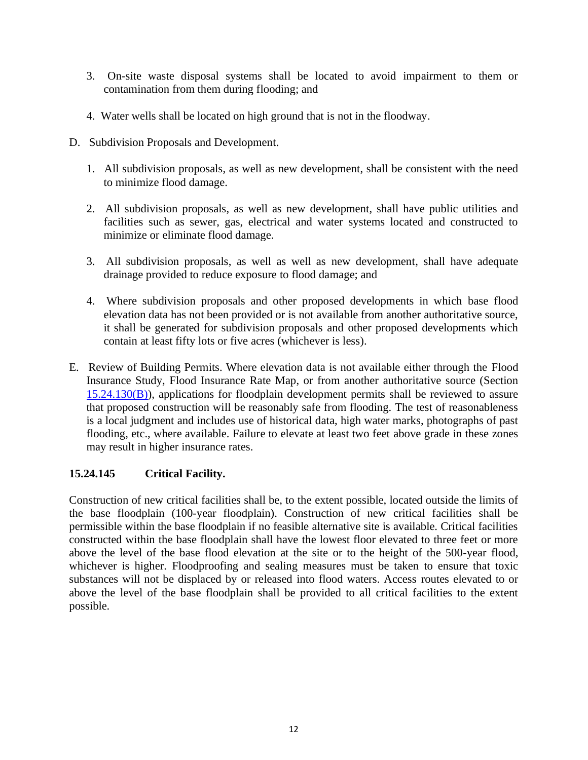3. On-site waste disposal systems shall be located to avoid impairment to them or contamination from them during flooding; and

4. Water wells shall be located on high ground that is not in the floodway.

D. Subdivision Proposals and Development.

1. All subdivision proposals, as well as new development, shall be consistent with the need to minimize flood damage.

2. All subdivision proposals, as well as new development, shall have public utilities and facilities such as sewer, gas, electrical and water systems located and constructed to minimize or eliminate flood damage.

3. All subdivision proposals, as well as well as new development, shall have adequate drainage provided to reduce exposure to flood damage; and

4. Where subdivision proposals and other proposed developments in which base flood elevation data has not been provided or is not available from another authoritative source, it shall be generated for subdivision proposals and other proposed developments which contain at least fifty lots or five acres (whichever is less).

E. Review of Building Permits. Where elevation data is not available either through the Flood Insurance Study, Flood Insurance Rate Map, or from another authoritative source (Section 15.24.130(B)), applications for floodplain development permits shall be reviewed to assure that proposed construction will be reasonably safe from flooding. The test of reasonableness is a local judgment and includes use of historical data, high water marks, photographs of past flooding, etc., where available. Failure to elevate at least two feet above grade in these zones may result in higher insurance rates.

**15.24.145 Critical Facility.**

Construction of new critical facilities shall be, to the extent possible, located outside the limits of the base floodplain (100-year floodplain). Construction of new critical facilities shall be permissible within the base floodplain if no feasible alternative site is available. Critical facilities constructed within the base floodplain shall have the lowest floor elevated to three feet or more above the level of the base flood elevation at the site or to the height of the 500-year flood, whichever is higher. Floodproofing and sealing measures must be taken to ensure that toxic substances will not be displaced by or released into flood waters. Access routes elevated to or above the level of the base floodplain shall be provided to all critical facilities to the extent possible.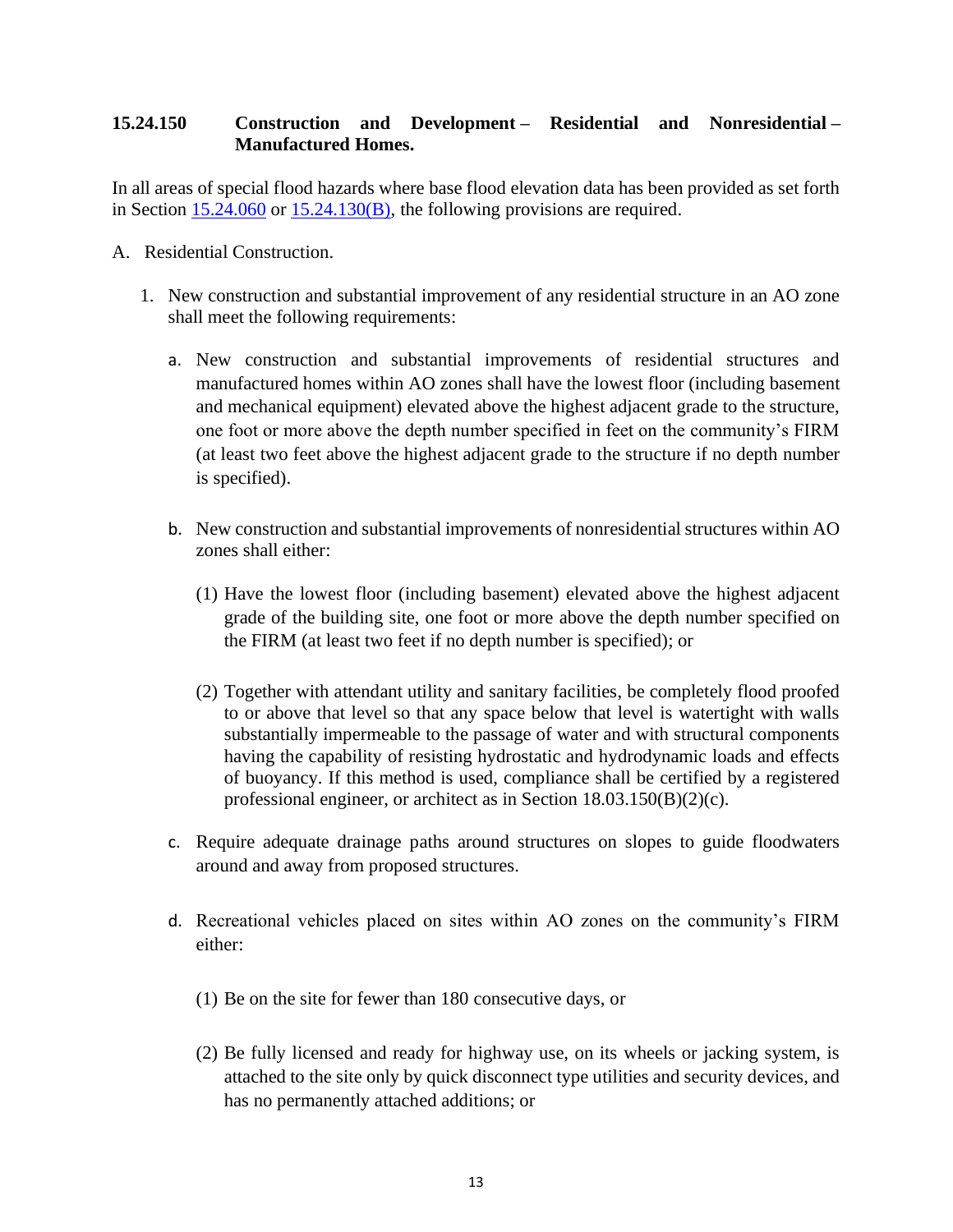### 15.24.150 Construction and Development – Residential and Nonresidential – Manufactured Homes.

In all areas of special flood hazards where base flood elevation data has been provided as set forth in Section [15.24.060](#) or [15.24.130(B)](#), the following provisions are required.

A. Residential Construction.

1. New construction and substantial improvement of any residential structure in an AO zone shall meet the following requirements:

   a. New construction and substantial improvements of residential structures and manufactured homes within AO zones shall have the lowest floor (including basement and mechanical equipment) elevated above the highest adjacent grade to the structure, one foot or more above the depth number specified in feet on the community's FIRM (at least two feet above the highest adjacent grade to the structure if no depth number is specified).

   b. New construction and substantial improvements of nonresidential structures within AO zones shall either:

      (1) Have the lowest floor (including basement) elevated above the highest adjacent grade of the building site, one foot or more above the depth number specified on the FIRM (at least two feet if no depth number is specified); or

      (2) Together with attendant utility and sanitary facilities, be completely flood proofed to or above that level so that any space below that level is watertight with walls substantially impermeable to the passage of water and with structural components having the capability of resisting hydrostatic and hydrodynamic loads and effects of buoyancy. If this method is used, compliance shall be certified by a registered professional engineer, or architect as in Section 18.03.150(B)(2)(c).

   c. Require adequate drainage paths around structures on slopes to guide floodwaters around and away from proposed structures.

   d. Recreational vehicles placed on sites within AO zones on the community's FIRM either:

      (1) Be on the site for fewer than 180 consecutive days, or

      (2) Be fully licensed and ready for highway use, on its wheels or jacking system, is attached to the site only by quick disconnect type utilities and security devices, and has no permanently attached additions; or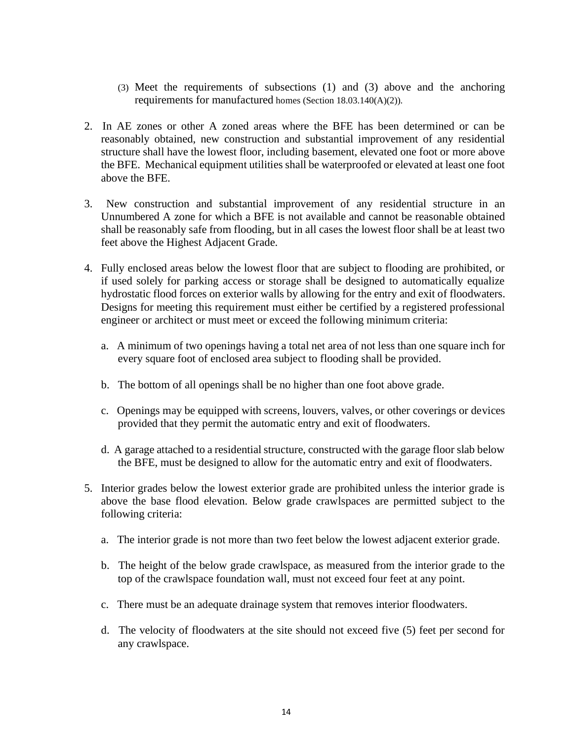(3) Meet the requirements of subsections (1) and (3) above and the anchoring requirements for manufactured homes (Section 18.03.140(A)(2)).

2. In AE zones or other A zoned areas where the BFE has been determined or can be reasonably obtained, new construction and substantial improvement of any residential structure shall have the lowest floor, including basement, elevated one foot or more above the BFE. Mechanical equipment utilities shall be waterproofed or elevated at least one foot above the BFE.

3. New construction and substantial improvement of any residential structure in an Unnumbered A zone for which a BFE is not available and cannot be reasonable obtained shall be reasonably safe from flooding, but in all cases the lowest floor shall be at least two feet above the Highest Adjacent Grade.

4. Fully enclosed areas below the lowest floor that are subject to flooding are prohibited, or if used solely for parking access or storage shall be designed to automatically equalize hydrostatic flood forces on exterior walls by allowing for the entry and exit of floodwaters. Designs for meeting this requirement must either be certified by a registered professional engineer or architect or must meet or exceed the following minimum criteria:

   a. A minimum of two openings having a total net area of not less than one square inch for every square foot of enclosed area subject to flooding shall be provided.

   b. The bottom of all openings shall be no higher than one foot above grade.

   c. Openings may be equipped with screens, louvers, valves, or other coverings or devices provided that they permit the automatic entry and exit of floodwaters.

   d. A garage attached to a residential structure, constructed with the garage floor slab below the BFE, must be designed to allow for the automatic entry and exit of floodwaters.

5. Interior grades below the lowest exterior grade are prohibited unless the interior grade is above the base flood elevation. Below grade crawlspaces are permitted subject to the following criteria:

   a. The interior grade is not more than two feet below the lowest adjacent exterior grade.

   b. The height of the below grade crawlspace, as measured from the interior grade to the top of the crawlspace foundation wall, must not exceed four feet at any point.

   c. There must be an adequate drainage system that removes interior floodwaters.

   d. The velocity of floodwaters at the site should not exceed five (5) feet per second for any crawlspace.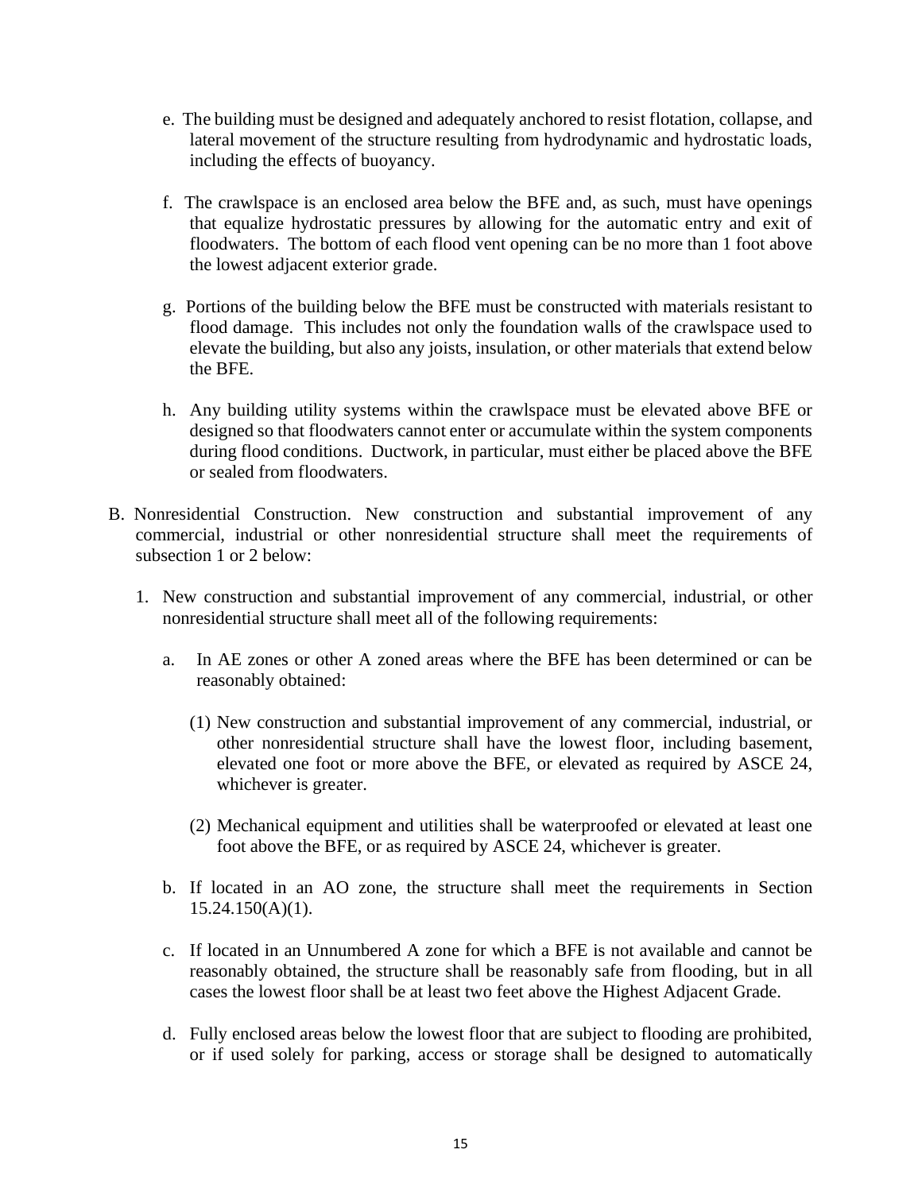e. The building must be designed and adequately anchored to resist flotation, collapse, and lateral movement of the structure resulting from hydrodynamic and hydrostatic loads, including the effects of buoyancy.

f. The crawlspace is an enclosed area below the BFE and, as such, must have openings that equalize hydrostatic pressures by allowing for the automatic entry and exit of floodwaters. The bottom of each flood vent opening can be no more than 1 foot above the lowest adjacent exterior grade.

g. Portions of the building below the BFE must be constructed with materials resistant to flood damage. This includes not only the foundation walls of the crawlspace used to elevate the building, but also any joists, insulation, or other materials that extend below the BFE.

h. Any building utility systems within the crawlspace must be elevated above BFE or designed so that floodwaters cannot enter or accumulate within the system components during flood conditions. Ductwork, in particular, must either be placed above the BFE or sealed from floodwaters.

B. Nonresidential Construction. New construction and substantial improvement of any commercial, industrial or other nonresidential structure shall meet the requirements of subsection 1 or 2 below:

1. New construction and substantial improvement of any commercial, industrial, or other nonresidential structure shall meet all of the following requirements:

   a. In AE zones or other A zoned areas where the BFE has been determined or can be reasonably obtained:

      (1) New construction and substantial improvement of any commercial, industrial, or other nonresidential structure shall have the lowest floor, including basement, elevated one foot or more above the BFE, or elevated as required by ASCE 24, whichever is greater.

      (2) Mechanical equipment and utilities shall be waterproofed or elevated at least one foot above the BFE, or as required by ASCE 24, whichever is greater.

   b. If located in an AO zone, the structure shall meet the requirements in Section 15.24.150(A)(1).

   c. If located in an Unnumbered A zone for which a BFE is not available and cannot be reasonably obtained, the structure shall be reasonably safe from flooding, but in all cases the lowest floor shall be at least two feet above the Highest Adjacent Grade.

   d. Fully enclosed areas below the lowest floor that are subject to flooding are prohibited, or if used solely for parking, access or storage shall be designed to automatically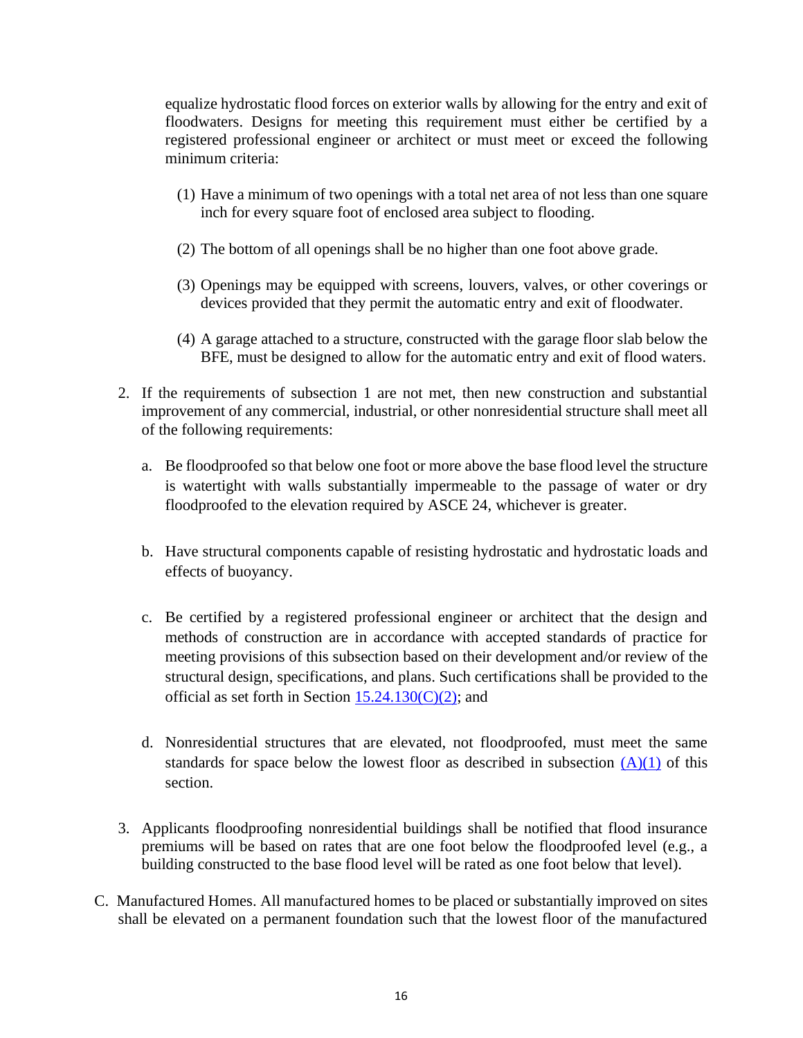equalize hydrostatic flood forces on exterior walls by allowing for the entry and exit of floodwaters. Designs for meeting this requirement must either be certified by a registered professional engineer or architect or must meet or exceed the following minimum criteria:

(1) Have a minimum of two openings with a total net area of not less than one square inch for every square foot of enclosed area subject to flooding.

(2) The bottom of all openings shall be no higher than one foot above grade.

(3) Openings may be equipped with screens, louvers, valves, or other coverings or devices provided that they permit the automatic entry and exit of floodwater.

(4) A garage attached to a structure, constructed with the garage floor slab below the BFE, must be designed to allow for the automatic entry and exit of flood waters.

2. If the requirements of subsection 1 are not met, then new construction and substantial improvement of any commercial, industrial, or other nonresidential structure shall meet all of the following requirements:

   a. Be floodproofed so that below one foot or more above the base flood level the structure is watertight with walls substantially impermeable to the passage of water or dry floodproofed to the elevation required by ASCE 24, whichever is greater.

   b. Have structural components capable of resisting hydrostatic and hydrostatic loads and effects of buoyancy.

   c. Be certified by a registered professional engineer or architect that the design and methods of construction are in accordance with accepted standards of practice for meeting provisions of this subsection based on their development and/or review of the structural design, specifications, and plans. Such certifications shall be provided to the official as set forth in Section 15.24.130(C)(2); and

   d. Nonresidential structures that are elevated, not floodproofed, must meet the same standards for space below the lowest floor as described in subsection (A)(1) of this section.

3. Applicants floodproofing nonresidential buildings shall be notified that flood insurance premiums will be based on rates that are one foot below the floodproofed level (e.g., a building constructed to the base flood level will be rated as one foot below that level).

C. Manufactured Homes. All manufactured homes to be placed or substantially improved on sites shall be elevated on a permanent foundation such that the lowest floor of the manufactured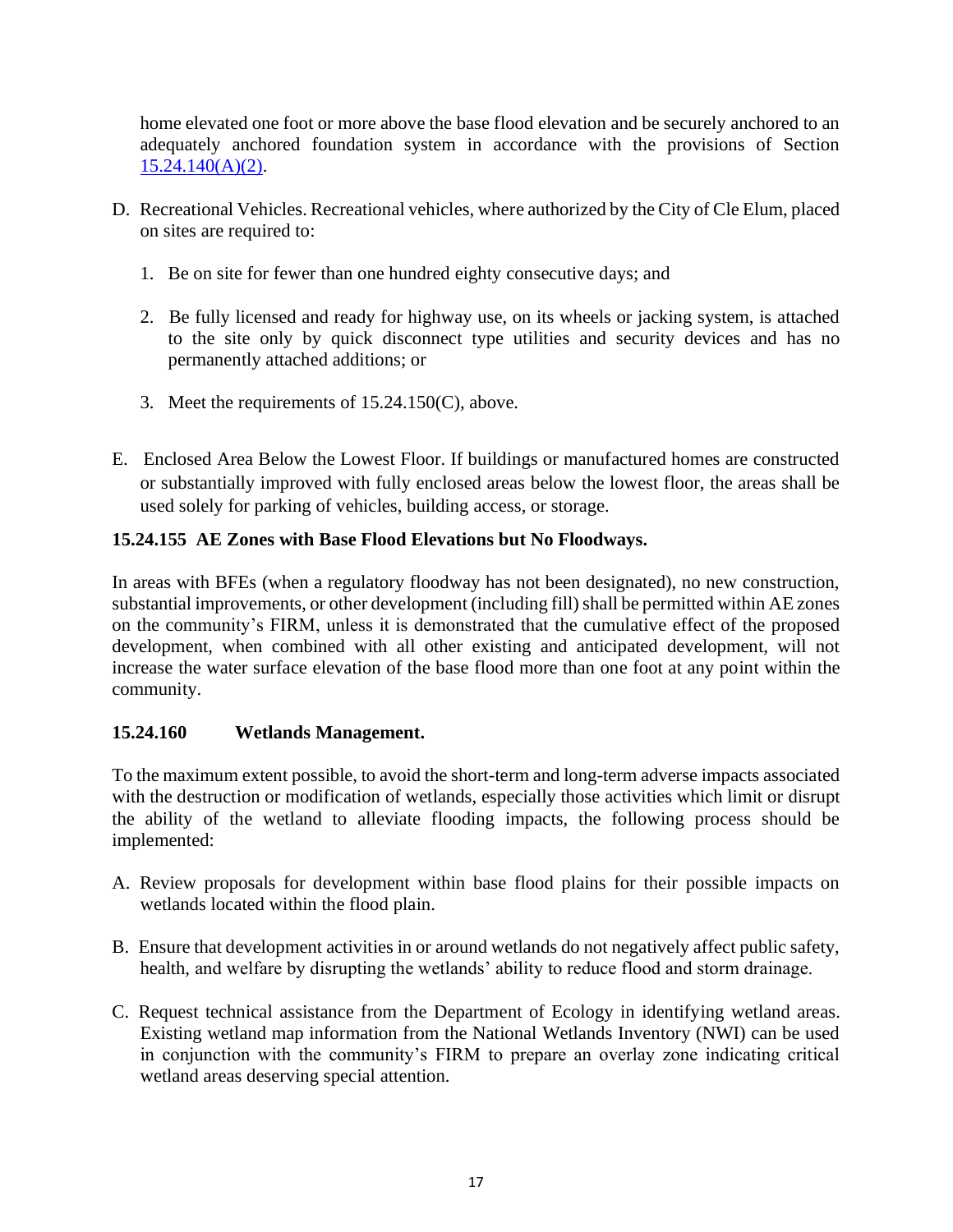home elevated one foot or more above the base flood elevation and be securely anchored to an adequately anchored foundation system in accordance with the provisions of Section 15.24.140(A)(2).

D. Recreational Vehicles. Recreational vehicles, where authorized by the City of Cle Elum, placed on sites are required to:

1. Be on site for fewer than one hundred eighty consecutive days; and

2. Be fully licensed and ready for highway use, on its wheels or jacking system, is attached to the site only by quick disconnect type utilities and security devices and has no permanently attached additions; or

3. Meet the requirements of 15.24.150(C), above.

E. Enclosed Area Below the Lowest Floor. If buildings or manufactured homes are constructed or substantially improved with fully enclosed areas below the lowest floor, the areas shall be used solely for parking of vehicles, building access, or storage.

**15.24.155 AE Zones with Base Flood Elevations but No Floodways.**

In areas with BFEs (when a regulatory floodway has not been designated), no new construction, substantial improvements, or other development (including fill) shall be permitted within AE zones on the community's FIRM, unless it is demonstrated that the cumulative effect of the proposed development, when combined with all other existing and anticipated development, will not increase the water surface elevation of the base flood more than one foot at any point within the community.

**15.24.160 Wetlands Management.**

To the maximum extent possible, to avoid the short-term and long-term adverse impacts associated with the destruction or modification of wetlands, especially those activities which limit or disrupt the ability of the wetland to alleviate flooding impacts, the following process should be implemented:

A. Review proposals for development within base flood plains for their possible impacts on wetlands located within the flood plain.

B. Ensure that development activities in or around wetlands do not negatively affect public safety, health, and welfare by disrupting the wetlands' ability to reduce flood and storm drainage.

C. Request technical assistance from the Department of Ecology in identifying wetland areas. Existing wetland map information from the National Wetlands Inventory (NWI) can be used in conjunction with the community's FIRM to prepare an overlay zone indicating critical wetland areas deserving special attention.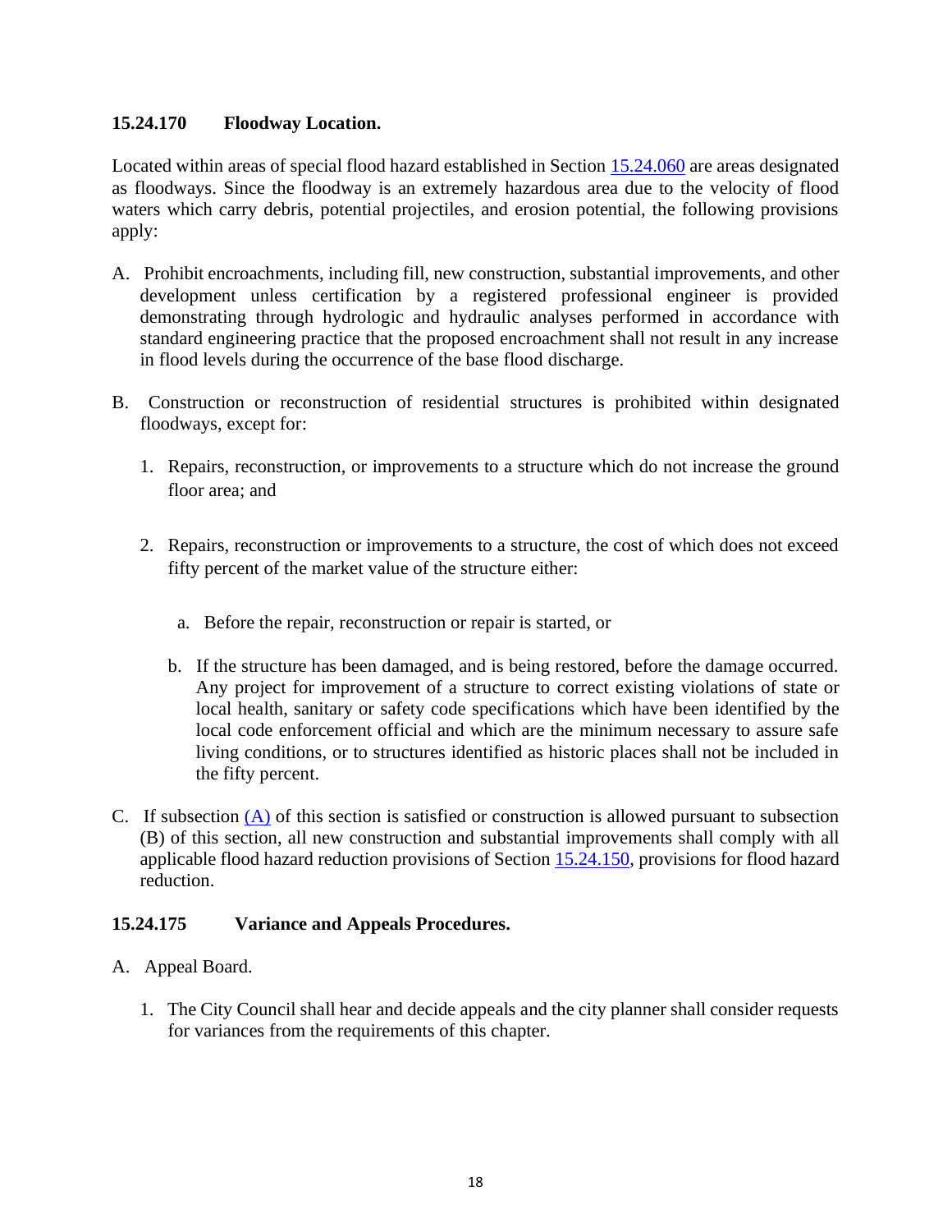### 15.24.170 Floodway Location.

Located within areas of special flood hazard established in Section 15.24.060 are areas designated as floodways. Since the floodway is an extremely hazardous area due to the velocity of flood waters which carry debris, potential projectiles, and erosion potential, the following provisions apply:

A. Prohibit encroachments, including fill, new construction, substantial improvements, and other development unless certification by a registered professional engineer is provided demonstrating through hydrologic and hydraulic analyses performed in accordance with standard engineering practice that the proposed encroachment shall not result in any increase in flood levels during the occurrence of the base flood discharge.

B. Construction or reconstruction of residential structures is prohibited within designated floodways, except for:

   1. Repairs, reconstruction, or improvements to a structure which do not increase the ground floor area; and

   2. Repairs, reconstruction or improvements to a structure, the cost of which does not exceed fifty percent of the market value of the structure either:

      a. Before the repair, reconstruction or repair is started, or

      b. If the structure has been damaged, and is being restored, before the damage occurred. Any project for improvement of a structure to correct existing violations of state or local health, sanitary or safety code specifications which have been identified by the local code enforcement official and which are the minimum necessary to assure safe living conditions, or to structures identified as historic places shall not be included in the fifty percent.

C. If subsection (A) of this section is satisfied or construction is allowed pursuant to subsection (B) of this section, all new construction and substantial improvements shall comply with all applicable flood hazard reduction provisions of Section 15.24.150, provisions for flood hazard reduction.

### 15.24.175 Variance and Appeals Procedures.

A. Appeal Board.

   1. The City Council shall hear and decide appeals and the city planner shall consider requests for variances from the requirements of this chapter.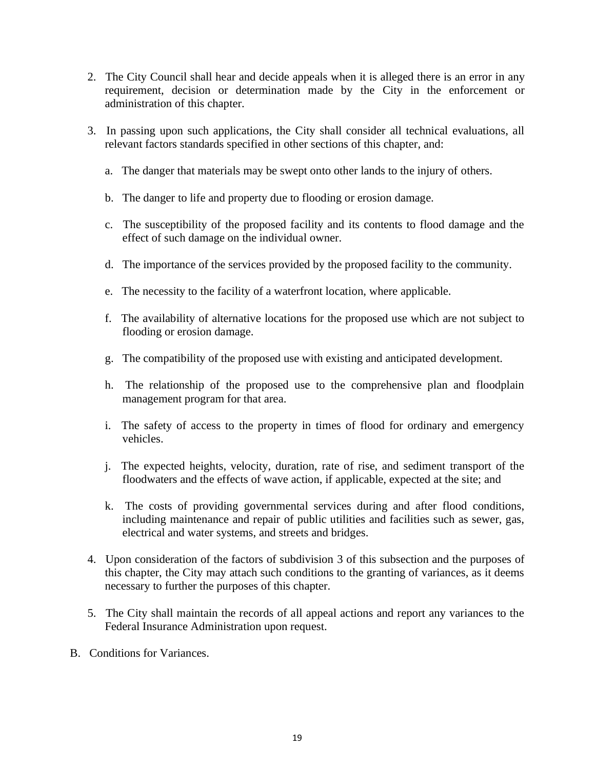2. The City Council shall hear and decide appeals when it is alleged there is an error in any requirement, decision or determination made by the City in the enforcement or administration of this chapter.

3. In passing upon such applications, the City shall consider all technical evaluations, all relevant factors standards specified in other sections of this chapter, and:

   a. The danger that materials may be swept onto other lands to the injury of others.

   b. The danger to life and property due to flooding or erosion damage.

   c. The susceptibility of the proposed facility and its contents to flood damage and the effect of such damage on the individual owner.

   d. The importance of the services provided by the proposed facility to the community.

   e. The necessity to the facility of a waterfront location, where applicable.

   f. The availability of alternative locations for the proposed use which are not subject to flooding or erosion damage.

   g. The compatibility of the proposed use with existing and anticipated development.

   h. The relationship of the proposed use to the comprehensive plan and floodplain management program for that area.

   i. The safety of access to the property in times of flood for ordinary and emergency vehicles.

   j. The expected heights, velocity, duration, rate of rise, and sediment transport of the floodwaters and the effects of wave action, if applicable, expected at the site; and

   k. The costs of providing governmental services during and after flood conditions, including maintenance and repair of public utilities and facilities such as sewer, gas, electrical and water systems, and streets and bridges.

4. Upon consideration of the factors of subdivision 3 of this subsection and the purposes of this chapter, the City may attach such conditions to the granting of variances, as it deems necessary to further the purposes of this chapter.

5. The City shall maintain the records of all appeal actions and report any variances to the Federal Insurance Administration upon request.

B. Conditions for Variances.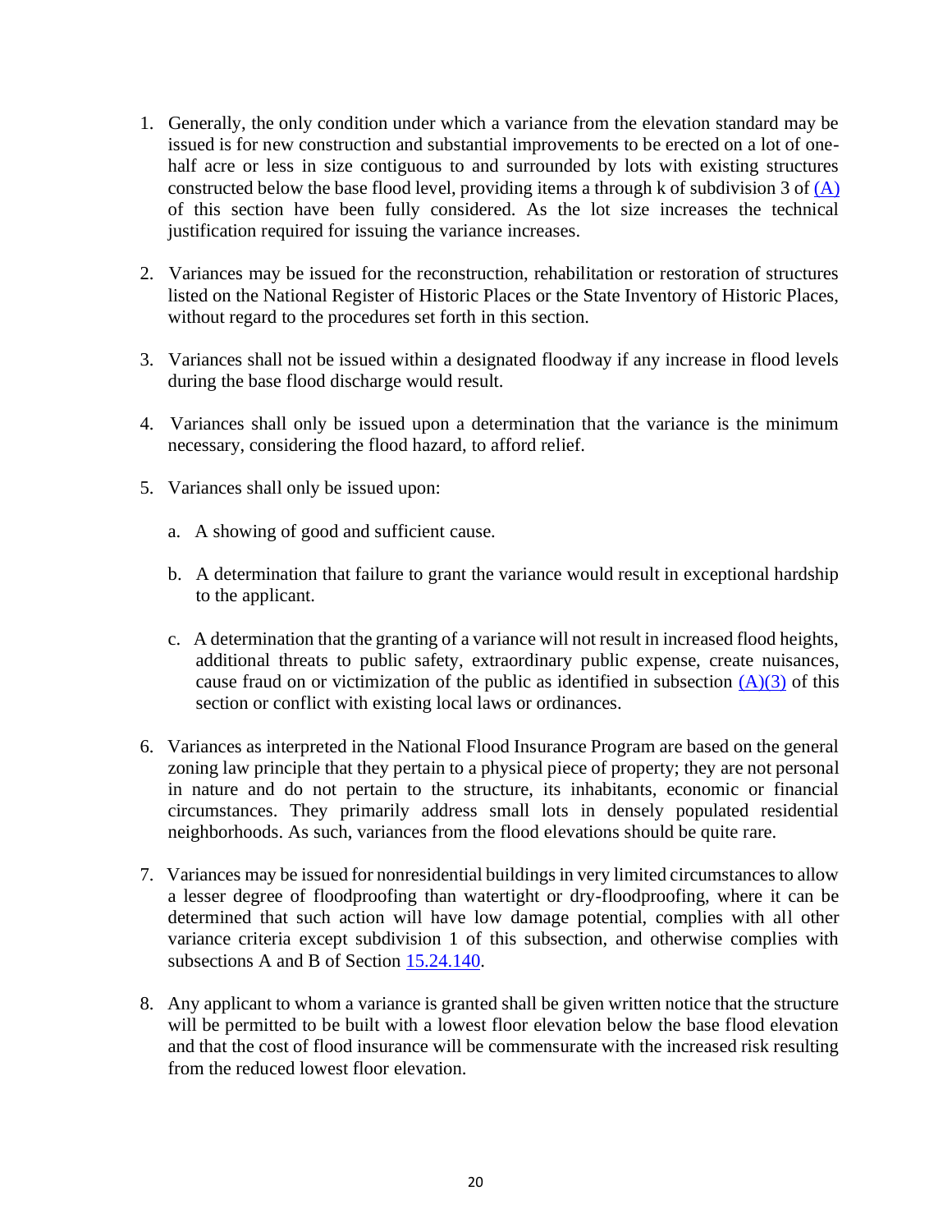1. Generally, the only condition under which a variance from the elevation standard may be issued is for new construction and substantial improvements to be erected on a lot of one-half acre or less in size contiguous to and surrounded by lots with existing structures constructed below the base flood level, providing items a through k of subdivision 3 of (A) of this section have been fully considered. As the lot size increases the technical justification required for issuing the variance increases.

2. Variances may be issued for the reconstruction, rehabilitation or restoration of structures listed on the National Register of Historic Places or the State Inventory of Historic Places, without regard to the procedures set forth in this section.

3. Variances shall not be issued within a designated floodway if any increase in flood levels during the base flood discharge would result.

4. Variances shall only be issued upon a determination that the variance is the minimum necessary, considering the flood hazard, to afford relief.

5. Variances shall only be issued upon:

   a. A showing of good and sufficient cause.

   b. A determination that failure to grant the variance would result in exceptional hardship to the applicant.

   c. A determination that the granting of a variance will not result in increased flood heights, additional threats to public safety, extraordinary public expense, create nuisances, cause fraud on or victimization of the public as identified in subsection (A)(3) of this section or conflict with existing local laws or ordinances.

6. Variances as interpreted in the National Flood Insurance Program are based on the general zoning law principle that they pertain to a physical piece of property; they are not personal in nature and do not pertain to the structure, its inhabitants, economic or financial circumstances. They primarily address small lots in densely populated residential neighborhoods. As such, variances from the flood elevations should be quite rare.

7. Variances may be issued for nonresidential buildings in very limited circumstances to allow a lesser degree of floodproofing than watertight or dry-floodproofing, where it can be determined that such action will have low damage potential, complies with all other variance criteria except subdivision 1 of this subsection, and otherwise complies with subsections A and B of Section 15.24.140.

8. Any applicant to whom a variance is granted shall be given written notice that the structure will be permitted to be built with a lowest floor elevation below the base flood elevation and that the cost of flood insurance will be commensurate with the increased risk resulting from the reduced lowest floor elevation.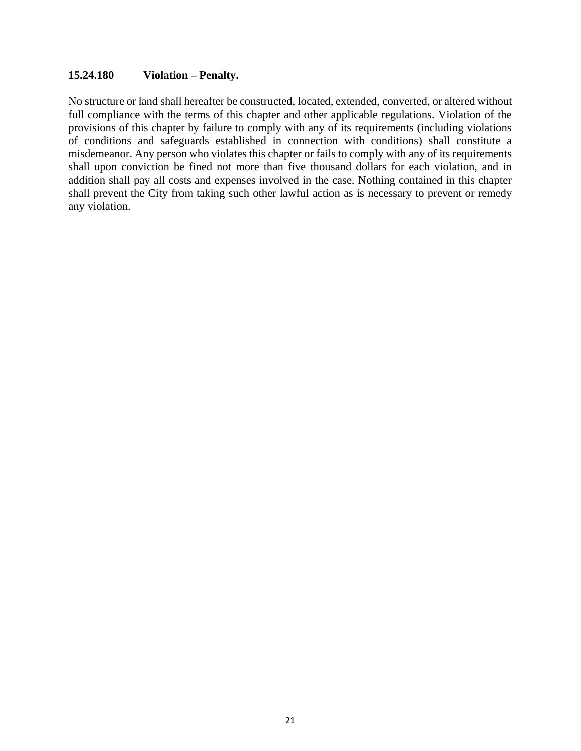**15.24.180 Violation – Penalty.**

No structure or land shall hereafter be constructed, located, extended, converted, or altered without full compliance with the terms of this chapter and other applicable regulations. Violation of the provisions of this chapter by failure to comply with any of its requirements (including violations of conditions and safeguards established in connection with conditions) shall constitute a misdemeanor. Any person who violates this chapter or fails to comply with any of its requirements shall upon conviction be fined not more than five thousand dollars for each violation, and in addition shall pay all costs and expenses involved in the case. Nothing contained in this chapter shall prevent the City from taking such other lawful action as is necessary to prevent or remedy any violation.